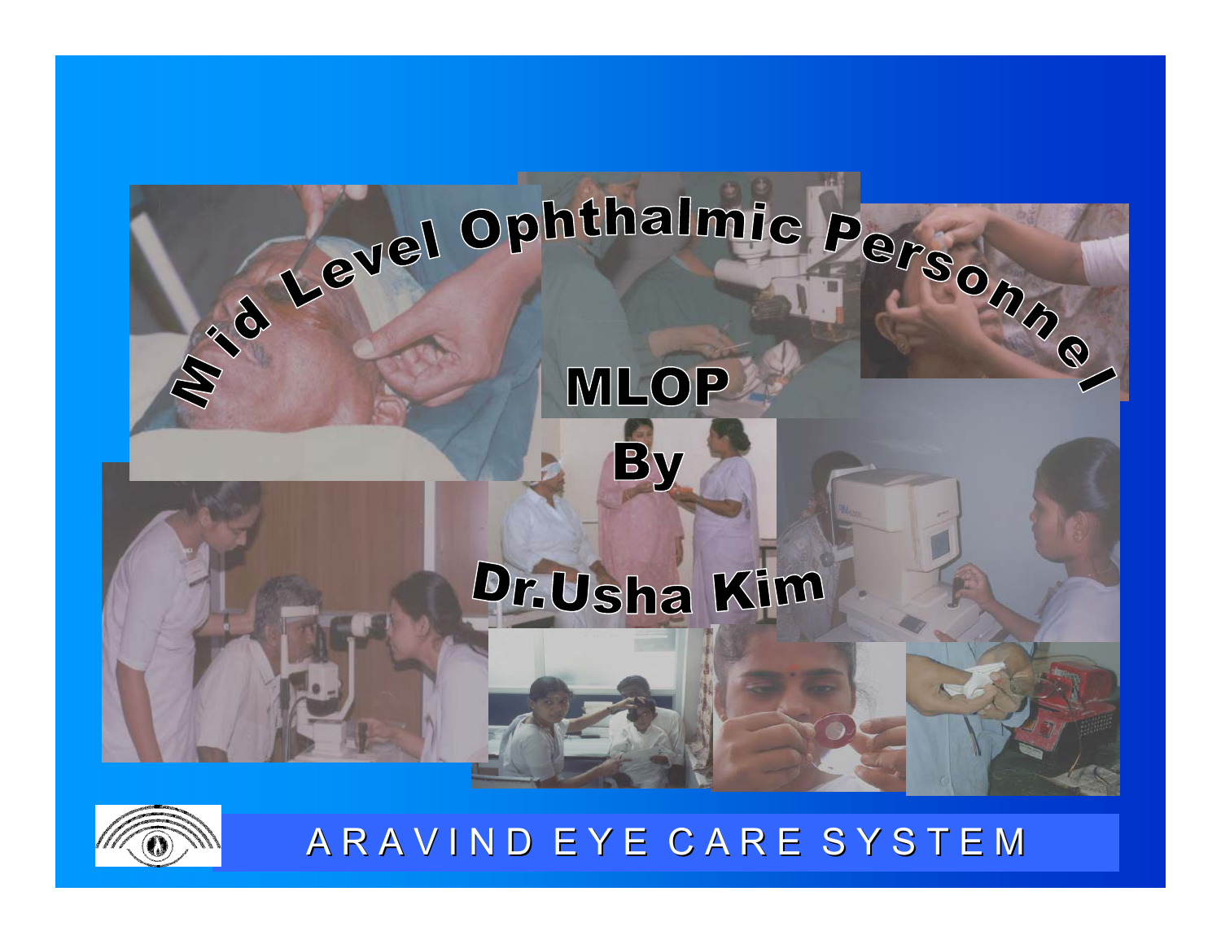# Mid Level Ophthalmic Personnel

## MLOP

By

**Dr.Usha Kim**

ARAVIND EYE CARE SYSTEM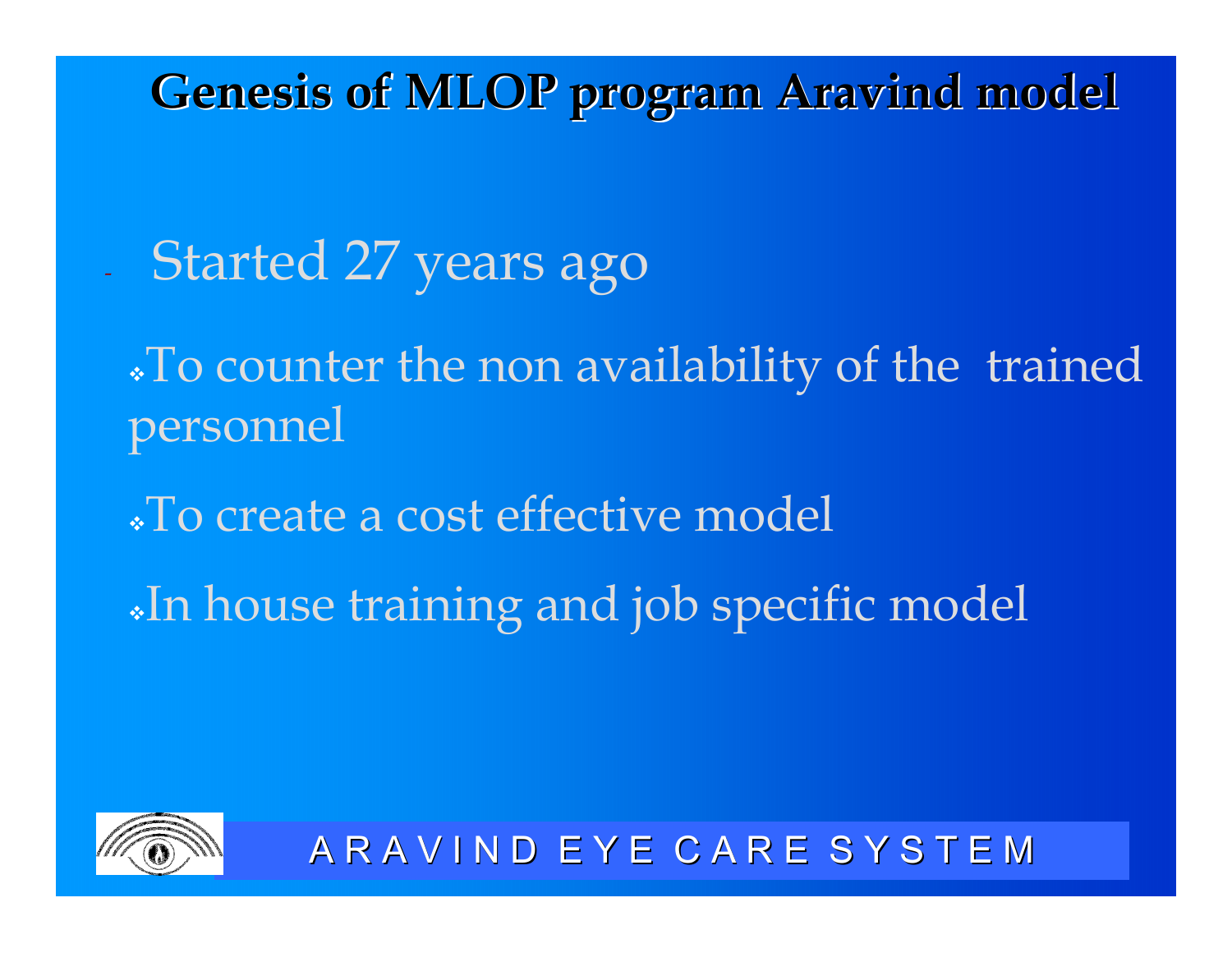# Genesis of MLOP program Aravind model

- Started 27 years ago
  - To counter the non availability of the trained personnel
  - To create a cost effective model
  - In house training and job specific model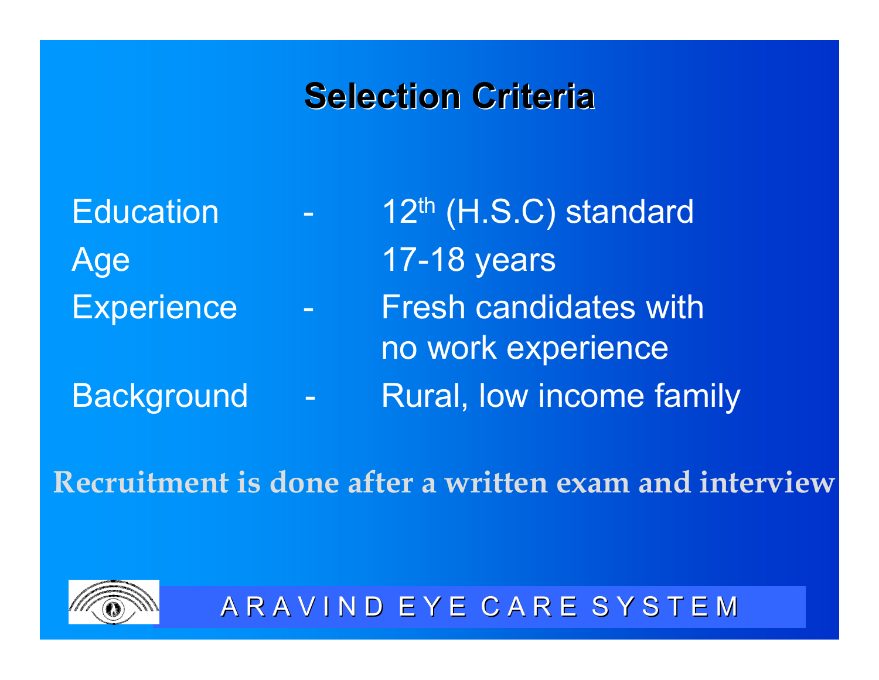# Selection Criteria

| | | |
|---|---|---|
| Education | - | 12th (H.S.C) standard |
| Age | | 17-18 years |
| Experience | - | Fresh candidates with no work experience |
| Background | - | Rural, low income family |

**Recruitment is done after a written exam and interview**

A R A V I N D E Y E C A R E S Y S T E M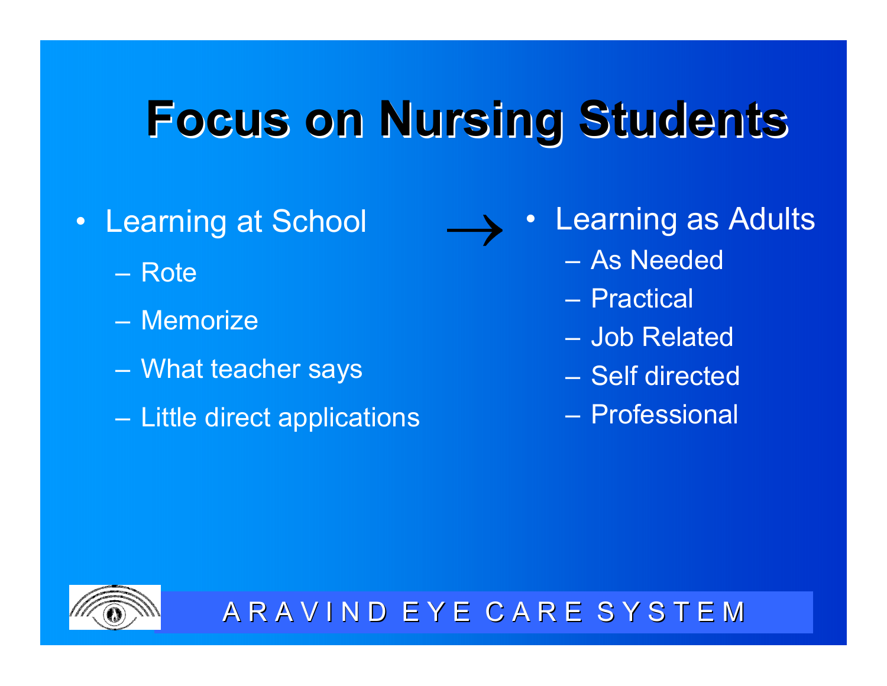# Focus on Nursing Students

- Learning at School
  - Rote
  - Memorize
  - What teacher says
  - Little direct applications

→

- Learning as Adults
  - As Needed
  - Practical
  - Job Related
  - Self directed
  - Professional

ARAVIND EYE CARE SYSTEM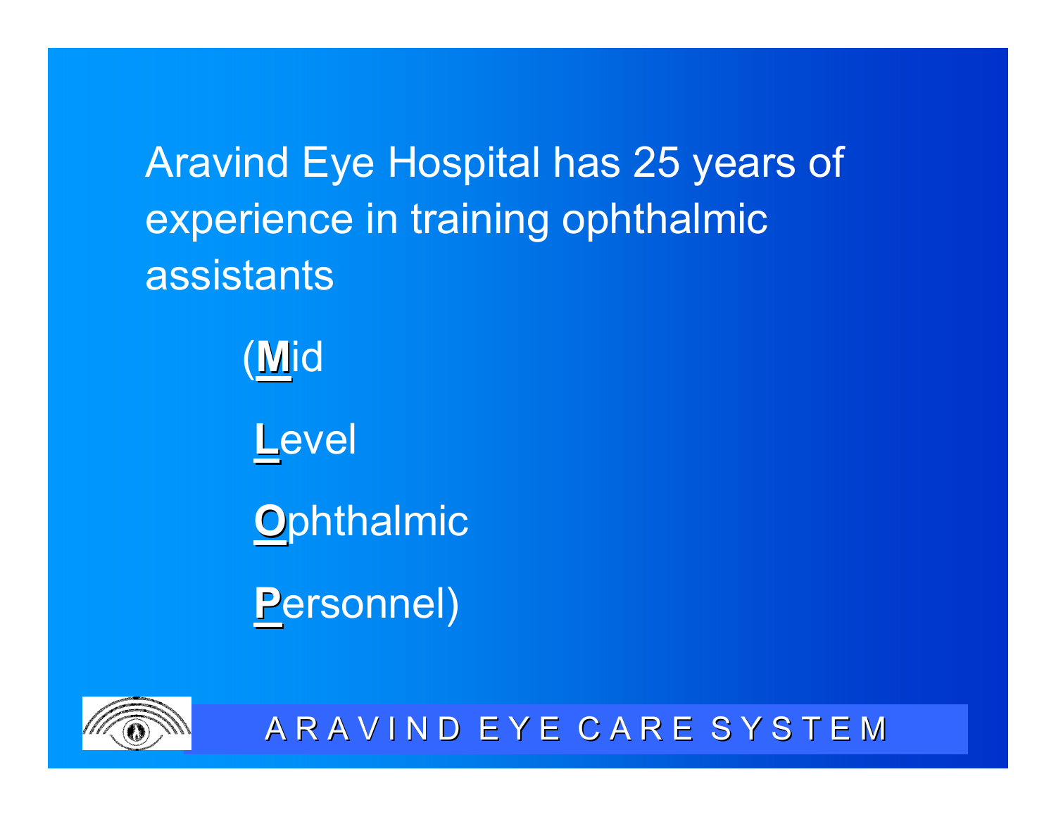Aravind Eye Hospital has 25 years of experience in training ophthalmic assistants

(**M**id

**L**evel

**O**phthalmic

**P**ersonnel)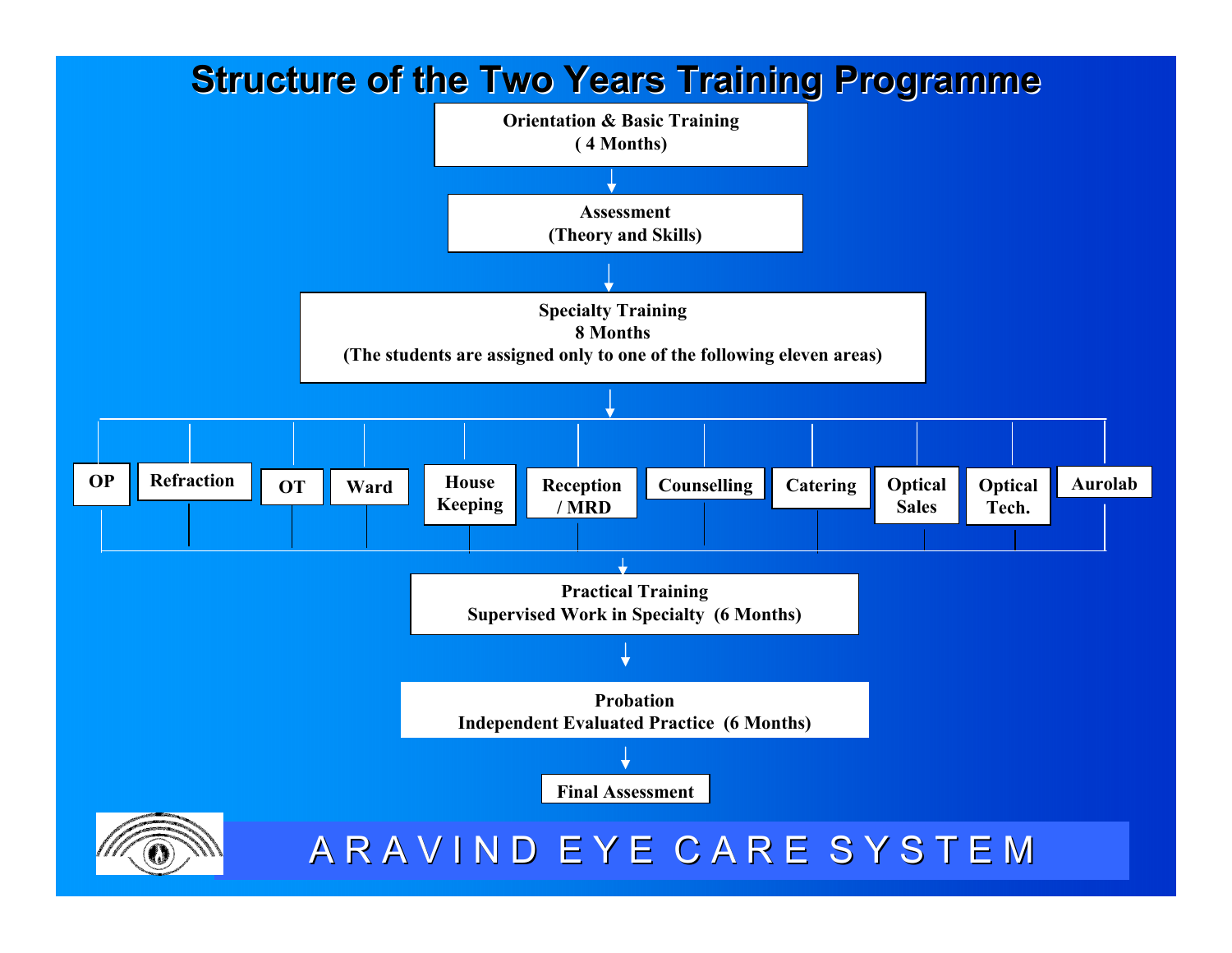# Structure of the Two Years Training Programme

**Orientation & Basic Training**
**( 4 Months)**

↓

**Assessment**
**(Theory and Skills)**

↓

**Specialty Training**
**8 Months**
**(The students are assigned only to one of the following eleven areas)**

↓

- OP
- Refraction
- OT
- Ward
- House Keeping
- Reception / MRD
- Counselling
- Catering
- Optical Sales
- Optical Tech.
- Aurolab

↓

**Practical Training**
**Supervised Work in Specialty (6 Months)**

↓

**Probation**
**Independent Evaluated Practice (6 Months)**

↓

**Final Assessment**

ARAVIND EYE CARE SYSTEM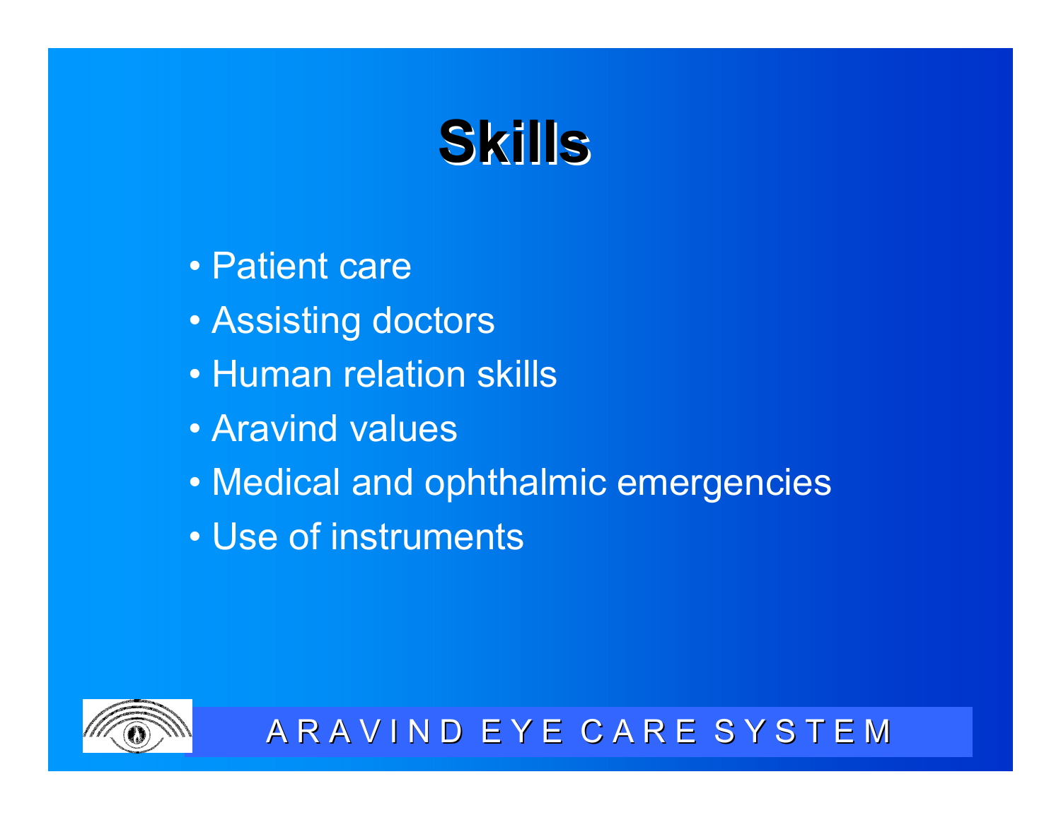# Skills

- Patient care
- Assisting doctors
- Human relation skills
- Aravind values
- Medical and ophthalmic emergencies
- Use of instruments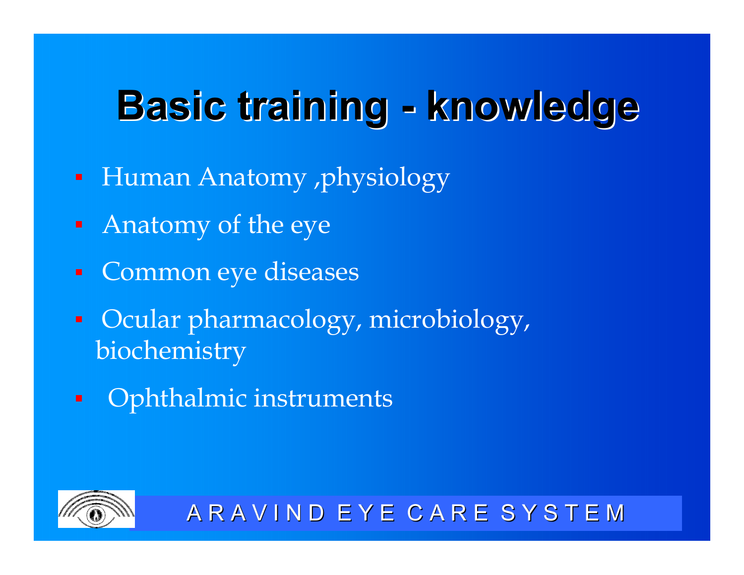# Basic training - knowledge

- Human Anatomy ,physiology
- Anatomy of the eye
- Common eye diseases
- Ocular pharmacology, microbiology, biochemistry
- Ophthalmic instruments

ARAVIND EYE CARE SYSTEM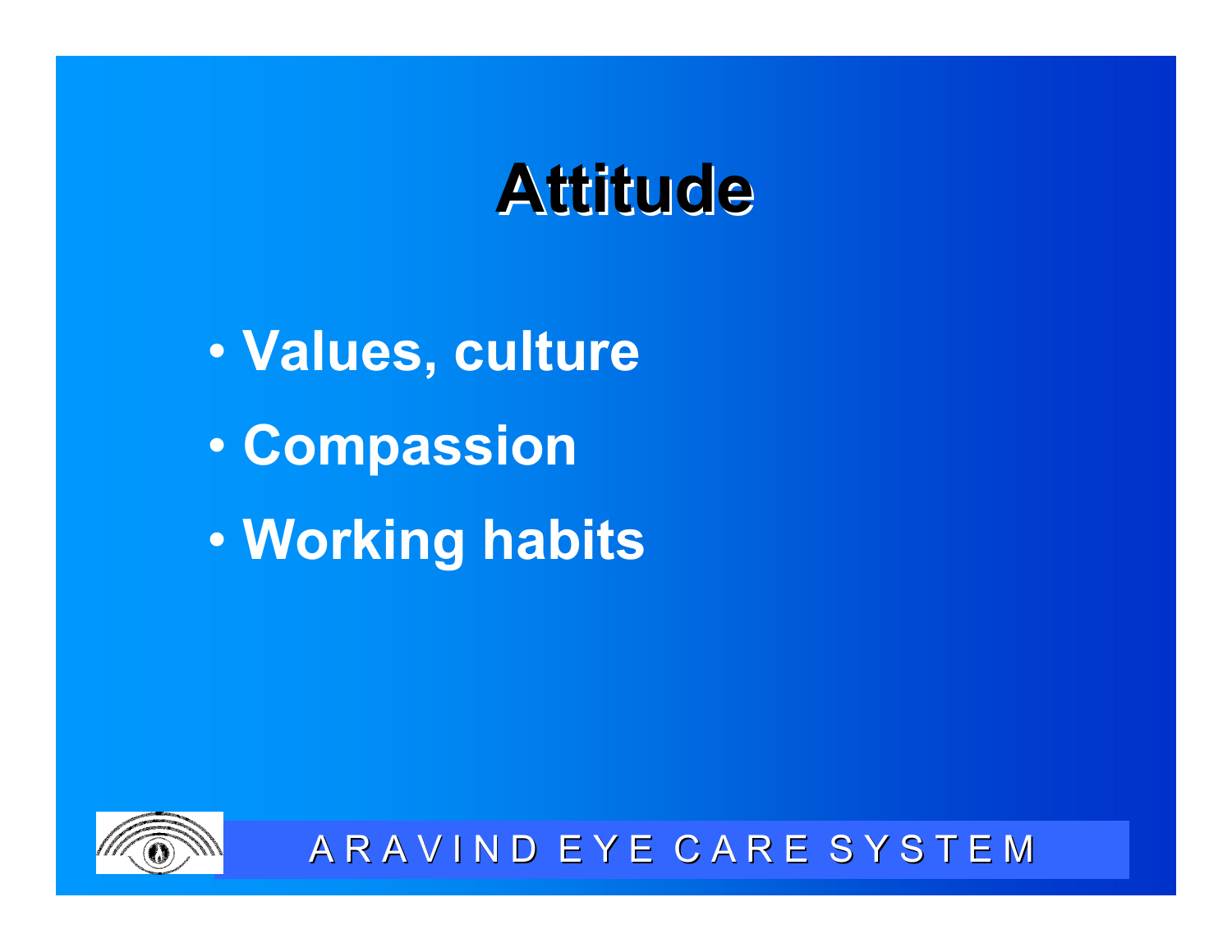# Attitude

- Values, culture
- Compassion
- Working habits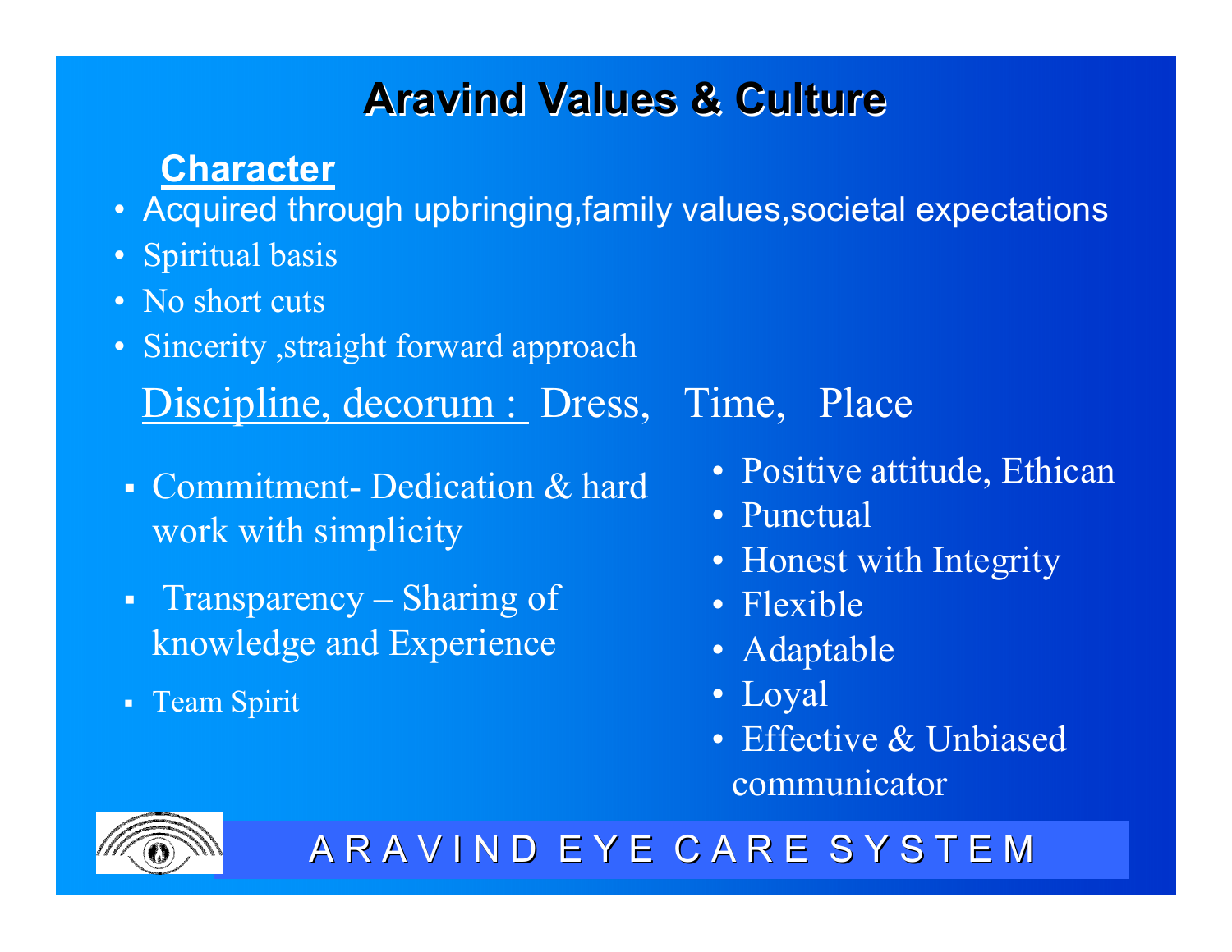# Aravind Values & Culture

## Character

- Acquired through upbringing,family values,societal expectations
- Spiritual basis
- No short cuts
- Sincerity ,straight forward approach

Discipline, decorum : Dress, Time, Place

- Commitment- Dedication & hard work with simplicity
- Transparency – Sharing of knowledge and Experience
- Team Spirit

- Positive attitude, Ethican
- Punctual
- Honest with Integrity
- Flexible
- Adaptable
- Loyal
- Effective & Unbiased communicator

A R A V I N D E Y E C A R E S Y S T E M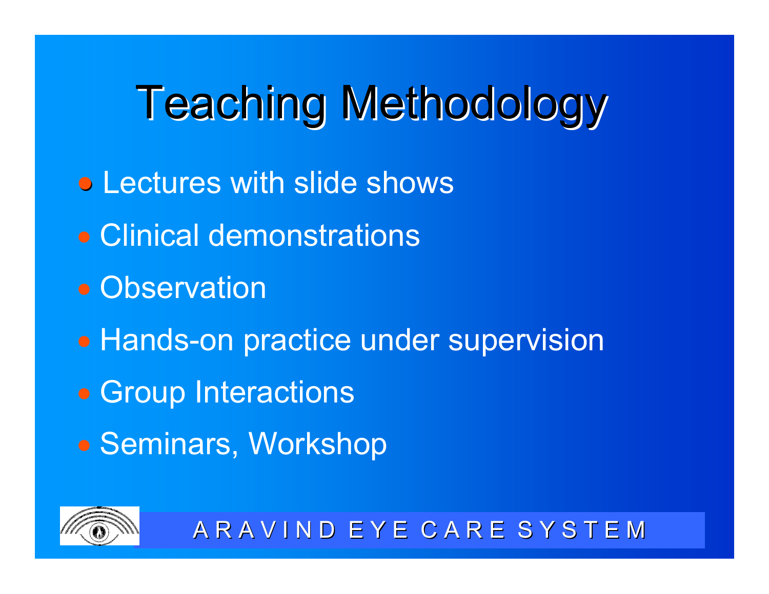# Teaching Methodology

- Lectures with slide shows
- Clinical demonstrations
- Observation
- Hands-on practice under supervision
- Group Interactions
- Seminars, Workshop

ARAVIND EYE CARE SYSTEM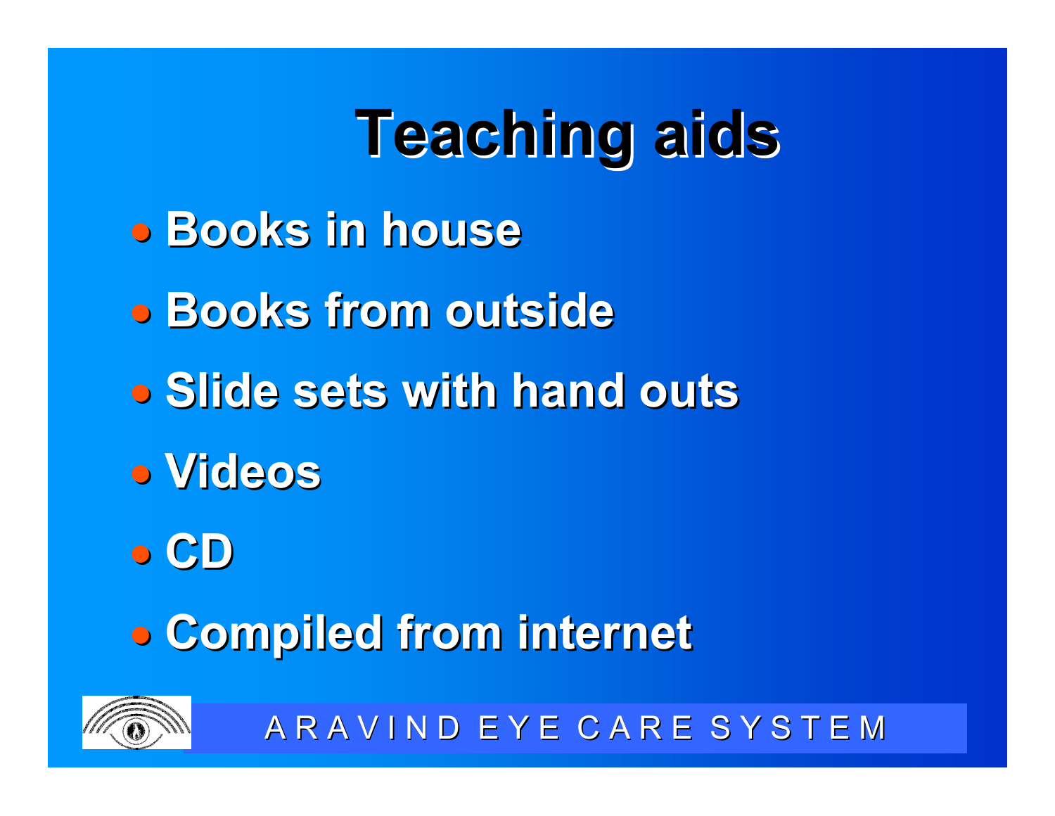# Teaching aids

- Books in house
- Books from outside
- Slide sets with hand outs
- Videos
- CD
- Compiled from internet

ARAVIND EYE CARE SYSTEM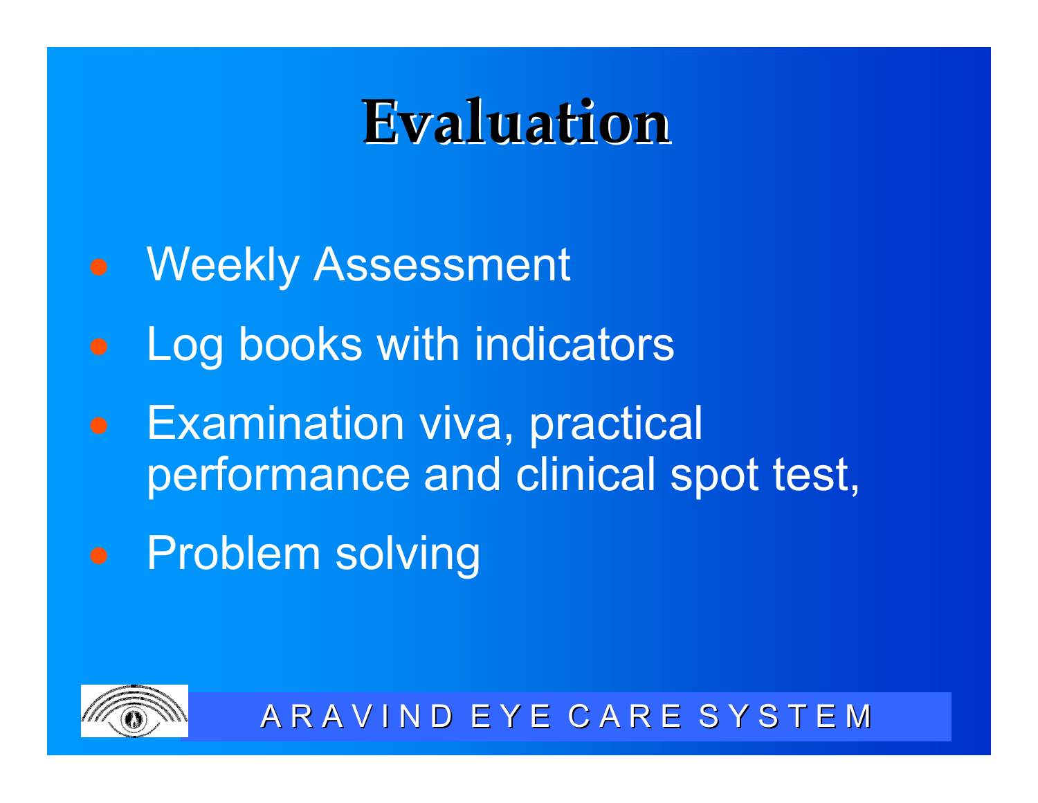# Evaluation

- Weekly Assessment
- Log books with indicators
- Examination viva, practical performance and clinical spot test,
- Problem solving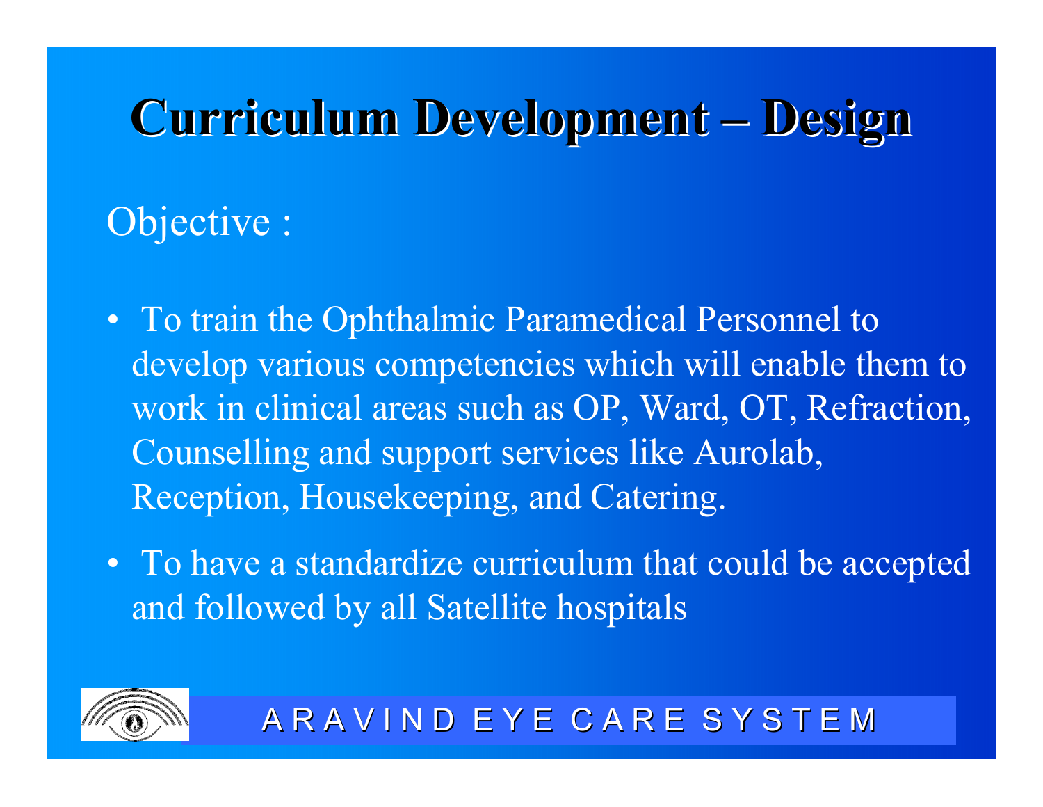# Curriculum Development – Design

Objective :

- To train the Ophthalmic Paramedical Personnel to develop various competencies which will enable them to work in clinical areas such as OP, Ward, OT, Refraction, Counselling and support services like Aurolab, Reception, Housekeeping, and Catering.
- To have a standardize curriculum that could be accepted and followed by all Satellite hospitals

ARAVIND EYE CARE SYSTEM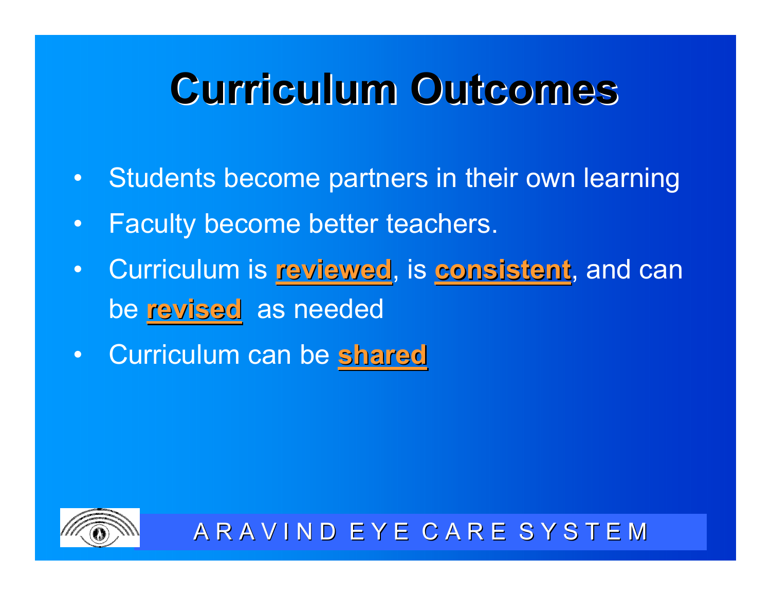# Curriculum Outcomes

- Students become partners in their own learning
- Faculty become better teachers.
- Curriculum is **reviewed**, is **consistent**, and can be **revised** as needed
- Curriculum can be **shared**

ARAVIND EYE CARE SYSTEM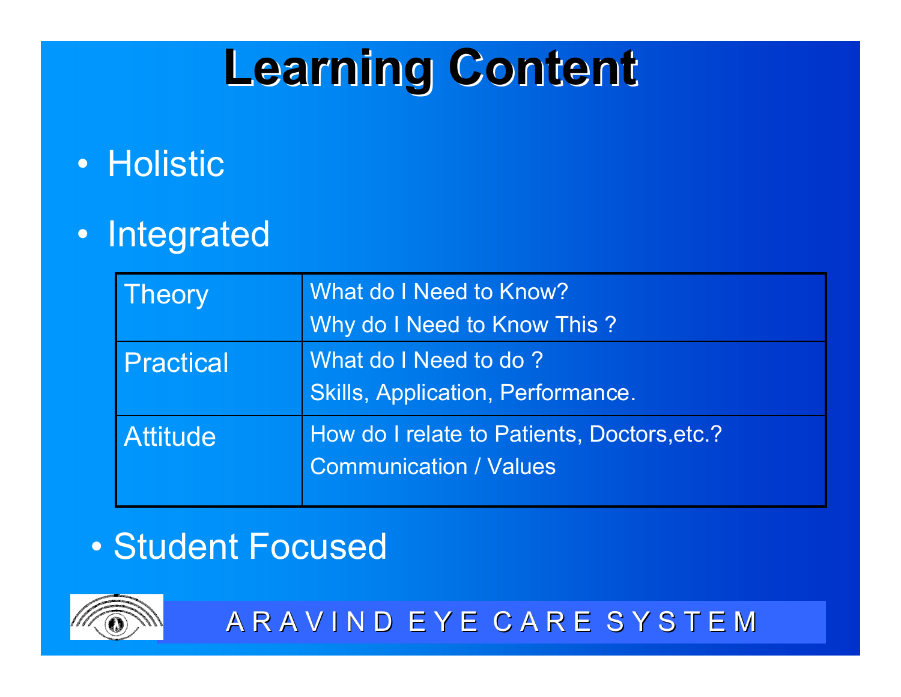# Learning Content

- Holistic
- Integrated

| Theory | What do I Need to Know?<br>Why do I Need to Know This ? |
|---|---|
| Practical | What do I Need to do ?<br>Skills, Application, Performance. |
| Attitude | How do I relate to Patients, Doctors,etc.?<br>Communication / Values |

- Student Focused

ARAVIND EYE CARE SYSTEM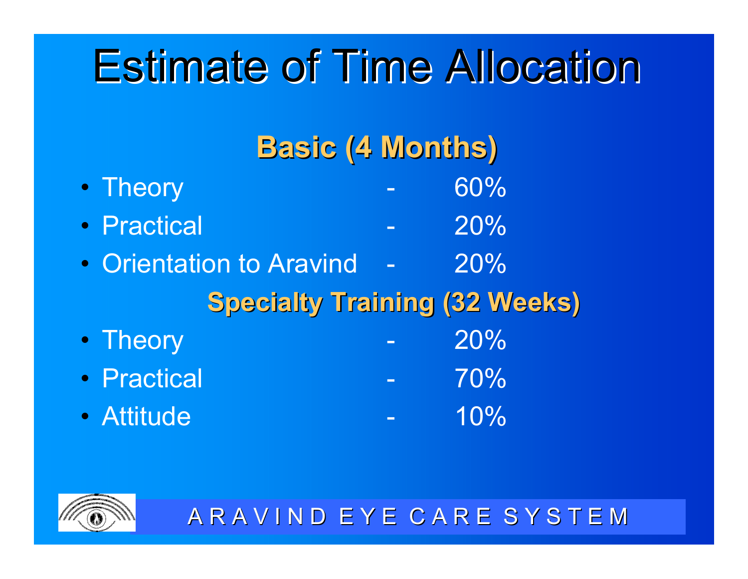# Estimate of Time Allocation

## Basic (4 Months)

- Theory - 60%
- Practical - 20%
- Orientation to Aravind - 20%

## Specialty Training (32 Weeks)

- Theory - 20%
- Practical - 70%
- Attitude - 10%

ARAVIND EYE CARE SYSTEM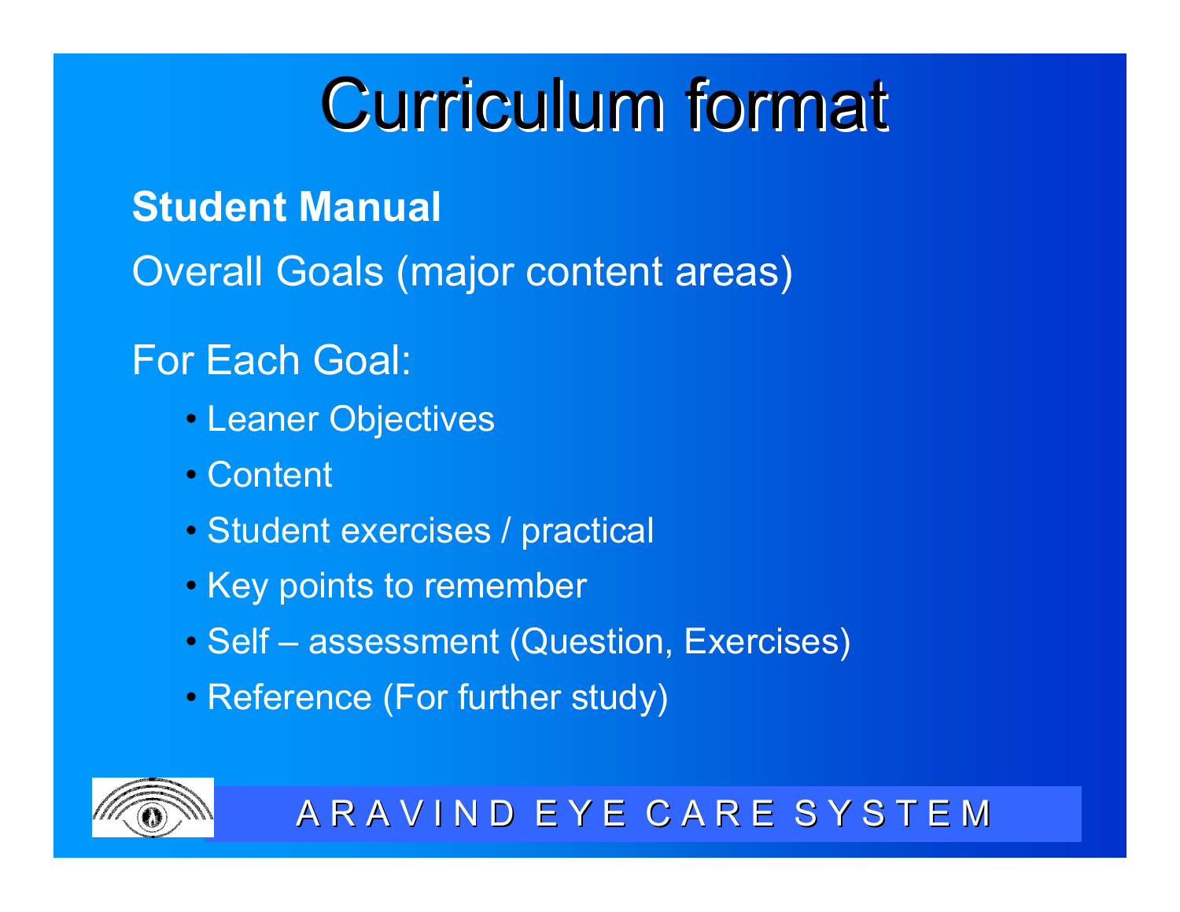# Curriculum format

**Student Manual**

Overall Goals (major content areas)

For Each Goal:

- Leaner Objectives
- Content
- Student exercises / practical
- Key points to remember
- Self – assessment (Question, Exercises)
- Reference (For further study)

ARAVIND EYE CARE SYSTEM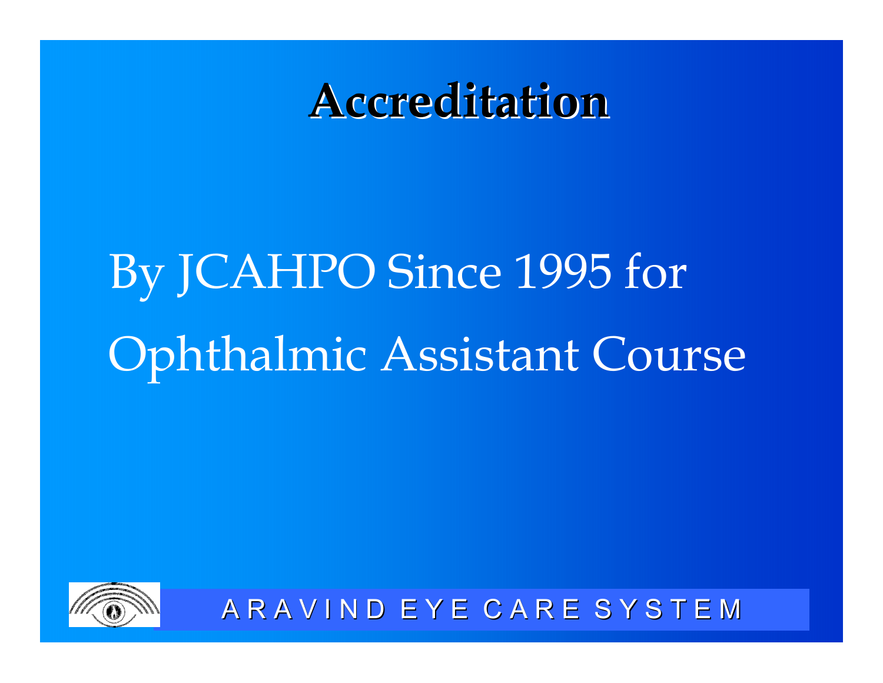# Accreditation

By JCAHPO Since 1995 for Ophthalmic Assistant Course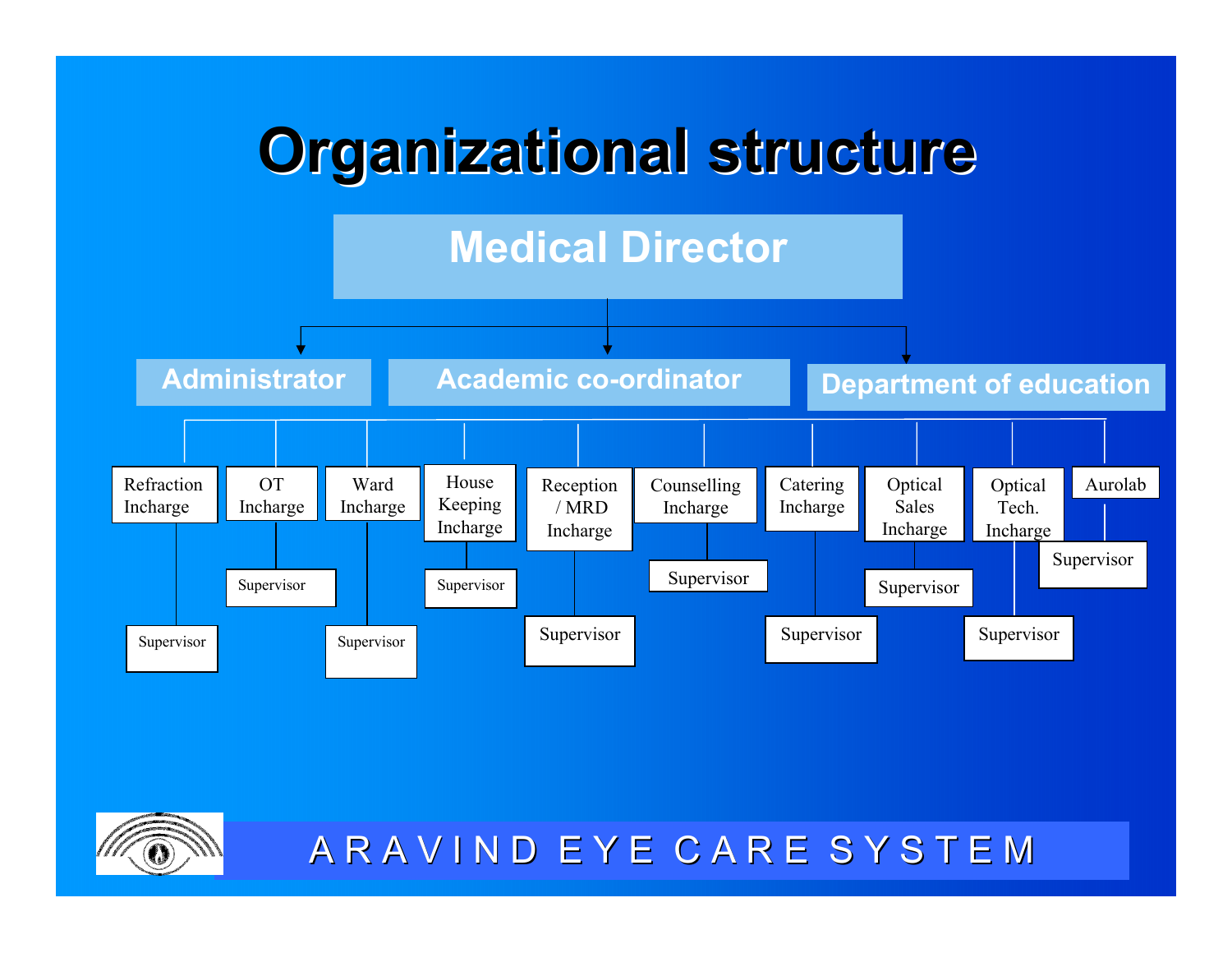# Organizational structure

**Medical Director**

- **Administrator**
- **Academic co-ordinator**
- **Department of education**

| Department | Reports |
| --- | --- |
| Refraction Incharge | Supervisor |
| OT Incharge | Supervisor |
| Ward Incharge | Supervisor |
| House Keeping Incharge | Supervisor |
| Reception / MRD Incharge | Supervisor |
| Counselling Incharge | Supervisor |
| Catering Incharge | Supervisor |
| Optical Sales Incharge | Supervisor |
| Optical Tech. Incharge | Supervisor |
| Aurolab | Supervisor |

ARAVIND EYE CARE SYSTEM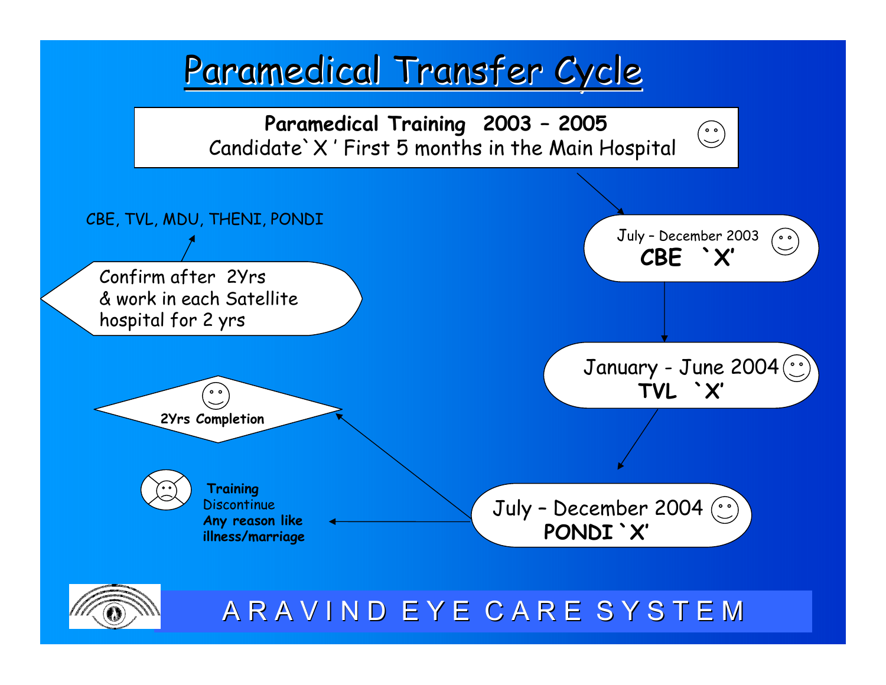# Paramedical Transfer Cycle

**Paramedical Training 2003 – 2005**
Candidate`X ' First 5 months in the Main Hospital

July – December 2003
**CBE `X'**

January - June 2004
**TVL `X'**

July – December 2004
**PONDI `X'**

**Training** Discontinue **Any reason like illness/marriage**

**2Yrs Completion**

Confirm after 2Yrs & work in each Satellite hospital for 2 yrs

CBE, TVL, MDU, THENI, PONDI

ARAVIND EYE CARE SYSTEM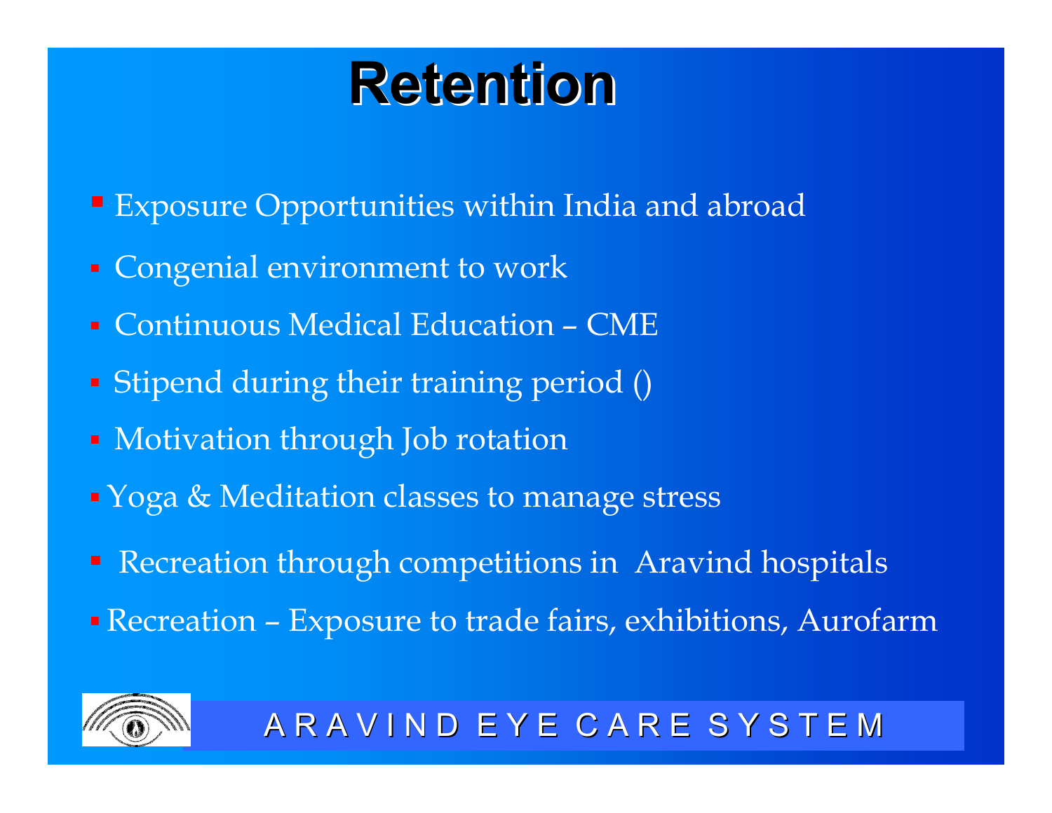# Retention

- Exposure Opportunities within India and abroad
- Congenial environment to work
- Continuous Medical Education – CME
- Stipend during their training period ()
- Motivation through Job rotation
- Yoga & Meditation classes to manage stress
- Recreation through competitions in Aravind hospitals
- Recreation – Exposure to trade fairs, exhibitions, Aurofarm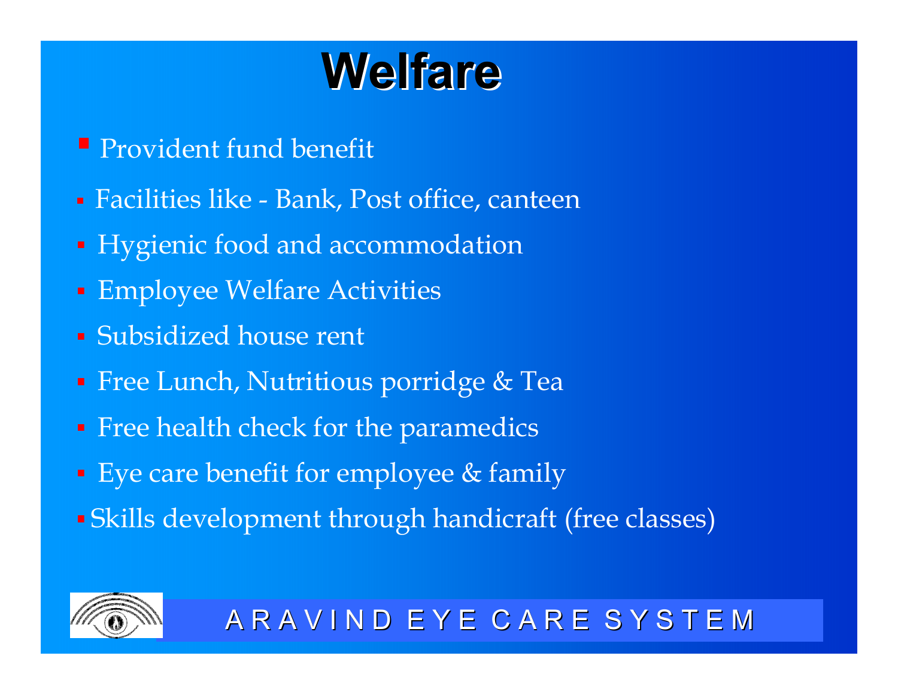# Welfare

- Provident fund benefit
- Facilities like - Bank, Post office, canteen
- Hygienic food and accommodation
- Employee Welfare Activities
- Subsidized house rent
- Free Lunch, Nutritious porridge & Tea
- Free health check for the paramedics
- Eye care benefit for employee & family
- Skills development through handicraft (free classes)

ARAVIND EYE CARE SYSTEM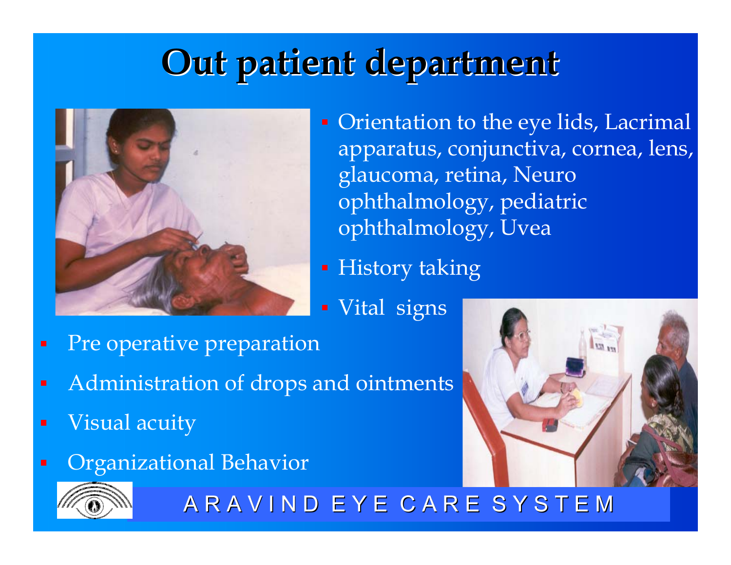# Out patient department

- Orientation to the eye lids, Lacrimal apparatus, conjunctiva, cornea, lens, glaucoma, retina, Neuro ophthalmology, pediatric ophthalmology, Uvea
- History taking
- Vital signs
- Pre operative preparation
- Administration of drops and ointments
- Visual acuity
- Organizational Behavior

ARAVIND EYE CARE SYSTEM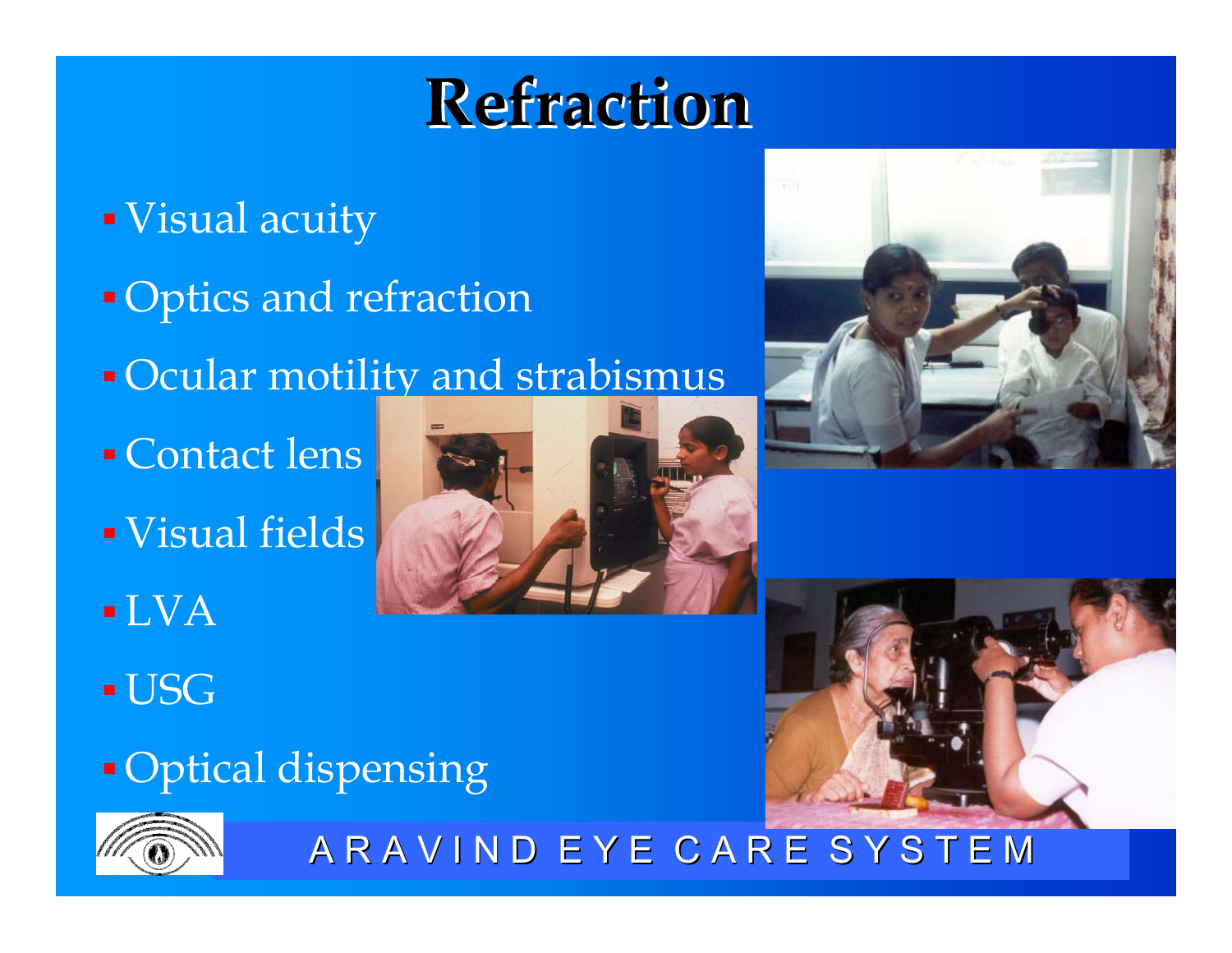# Refraction

- Visual acuity
- Optics and refraction
- Ocular motility and strabismus
- Contact lens
- Visual fields
- LVA
- USG
- Optical dispensing

ARAVIND EYE CARE SYSTEM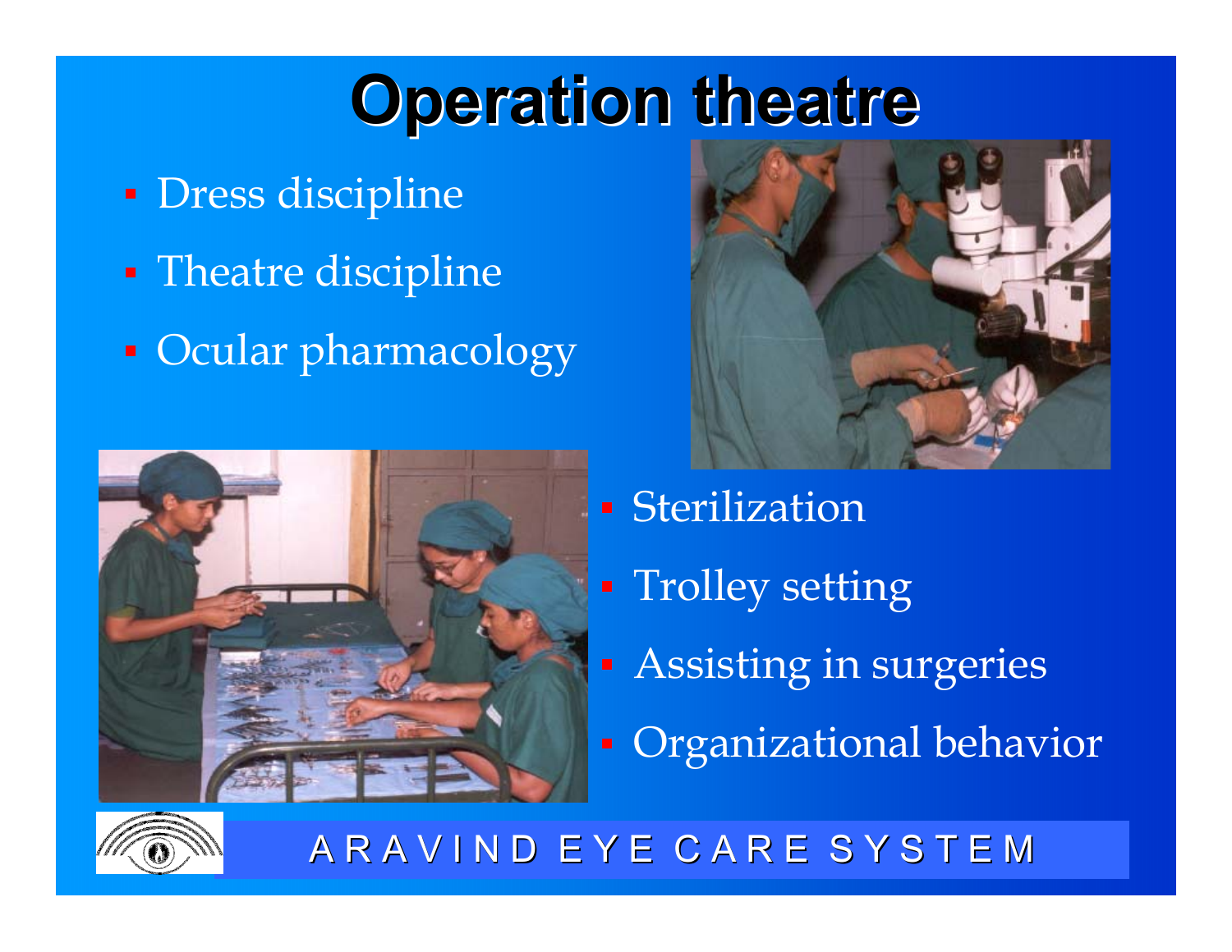# Operation theatre

- Dress discipline
- Theatre discipline
- Ocular pharmacology
- Sterilization
- Trolley setting
- Assisting in surgeries
- Organizational behavior

ARAVIND EYE CARE SYSTEM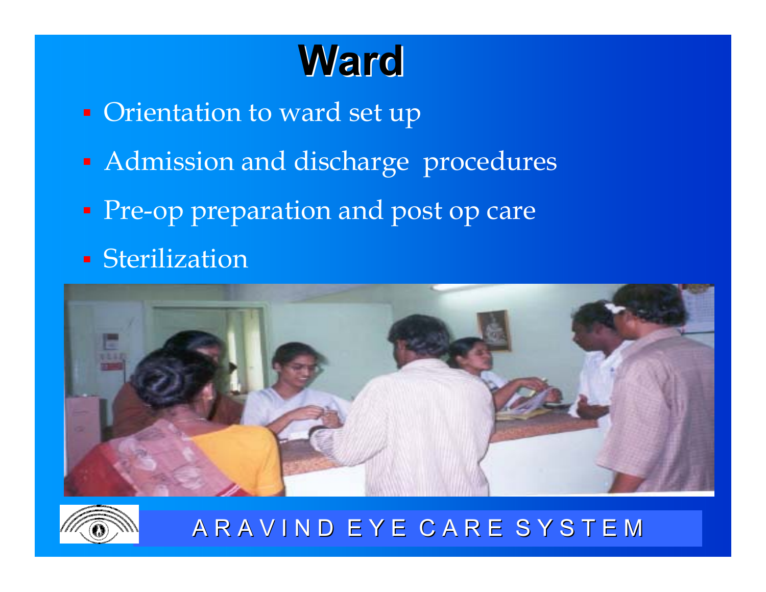# Ward

- Orientation to ward set up
- Admission and discharge procedures
- Pre-op preparation and post op care
- Sterilization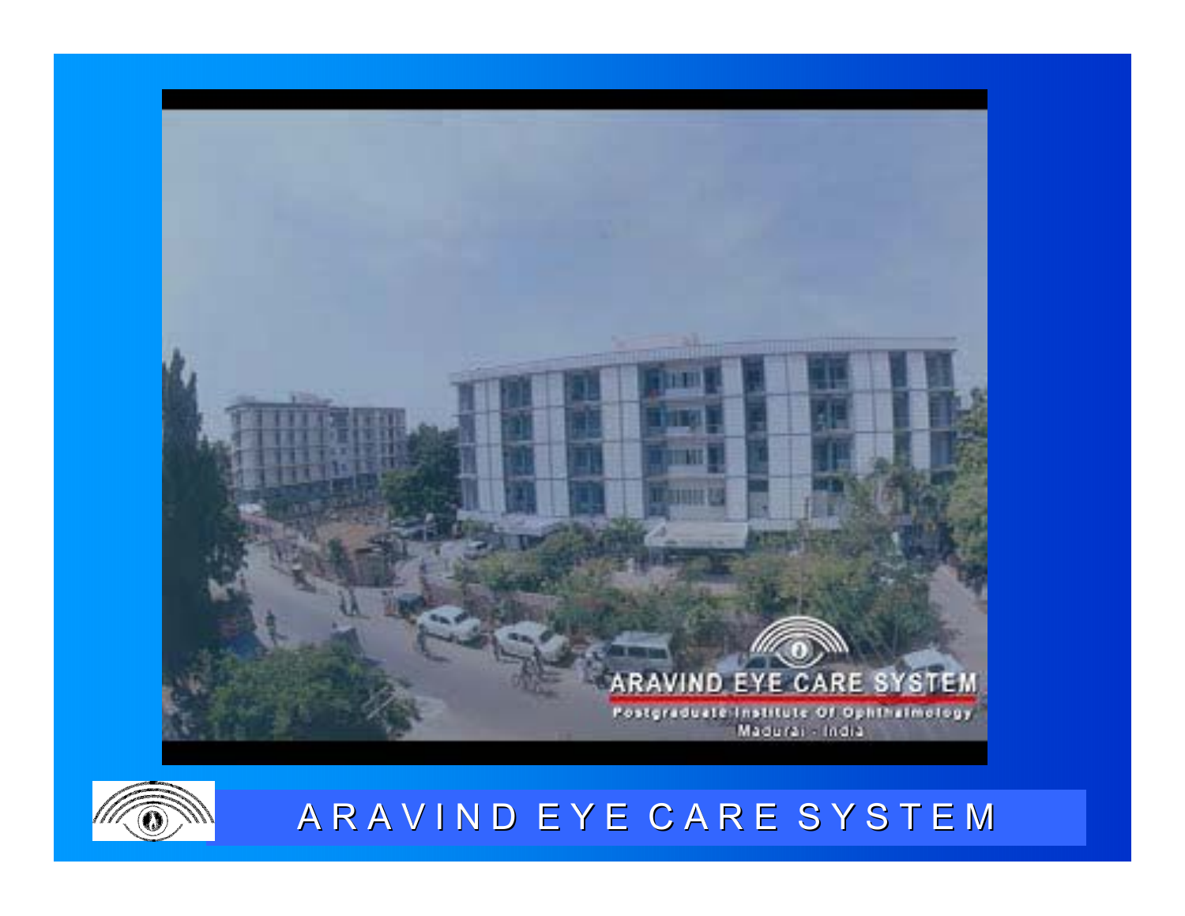ARAVIND EYE CARE SYSTEM

Postgraduate Institute Of Ophthalmology

Madurai - India

# ARAVIND EYE CARE SYSTEM